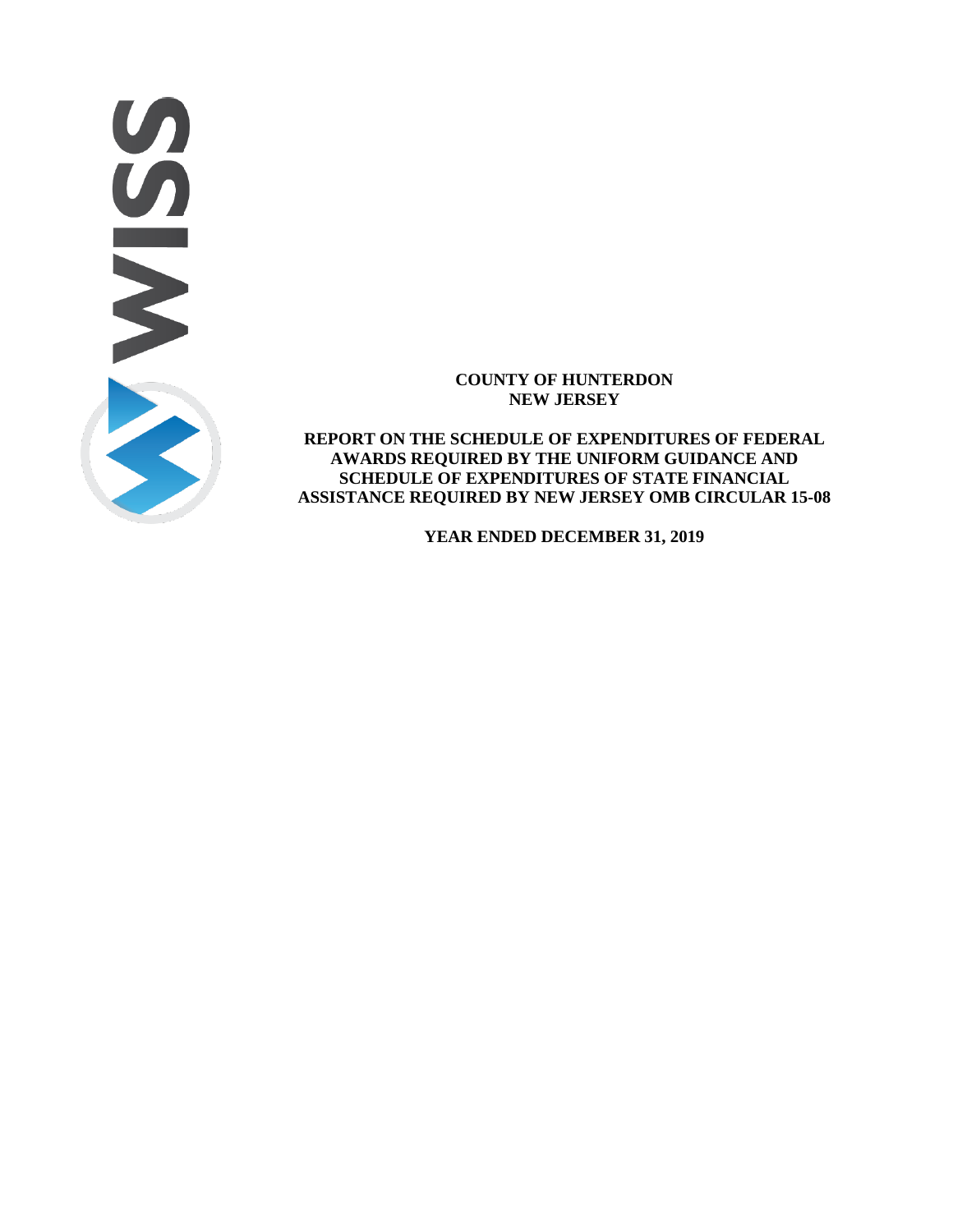**COUNTY OF HUNTERDON**
**NEW JERSEY**

**REPORT ON THE SCHEDULE OF EXPENDITURES OF FEDERAL AWARDS REQUIRED BY THE UNIFORM GUIDANCE AND SCHEDULE OF EXPENDITURES OF STATE FINANCIAL ASSISTANCE REQUIRED BY NEW JERSEY OMB CIRCULAR 15-08**

**YEAR ENDED DECEMBER 31, 2019**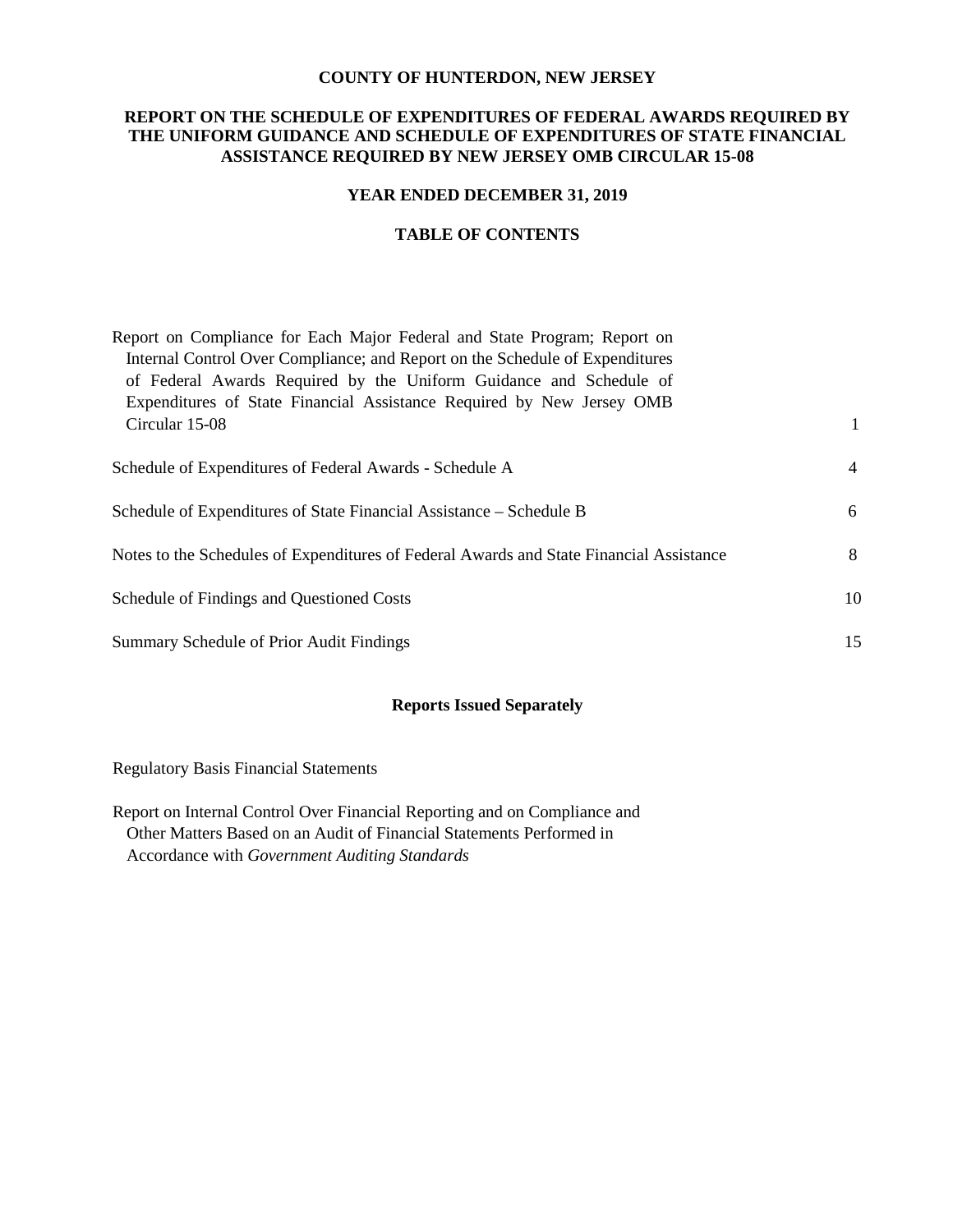**COUNTY OF HUNTERDON, NEW JERSEY**

**REPORT ON THE SCHEDULE OF EXPENDITURES OF FEDERAL AWARDS REQUIRED BY THE UNIFORM GUIDANCE AND SCHEDULE OF EXPENDITURES OF STATE FINANCIAL ASSISTANCE REQUIRED BY NEW JERSEY OMB CIRCULAR 15-08**

**YEAR ENDED DECEMBER 31, 2019**

**TABLE OF CONTENTS**

| | |
|---|---|
| Report on Compliance for Each Major Federal and State Program; Report on Internal Control Over Compliance; and Report on the Schedule of Expenditures of Federal Awards Required by the Uniform Guidance and Schedule of Expenditures of State Financial Assistance Required by New Jersey OMB Circular 15-08 | 1 |
| Schedule of Expenditures of Federal Awards - Schedule A | 4 |
| Schedule of Expenditures of State Financial Assistance – Schedule B | 6 |
| Notes to the Schedules of Expenditures of Federal Awards and State Financial Assistance | 8 |
| Schedule of Findings and Questioned Costs | 10 |
| Summary Schedule of Prior Audit Findings | 15 |

**Reports Issued Separately**

Regulatory Basis Financial Statements

Report on Internal Control Over Financial Reporting and on Compliance and Other Matters Based on an Audit of Financial Statements Performed in Accordance with *Government Auditing Standards*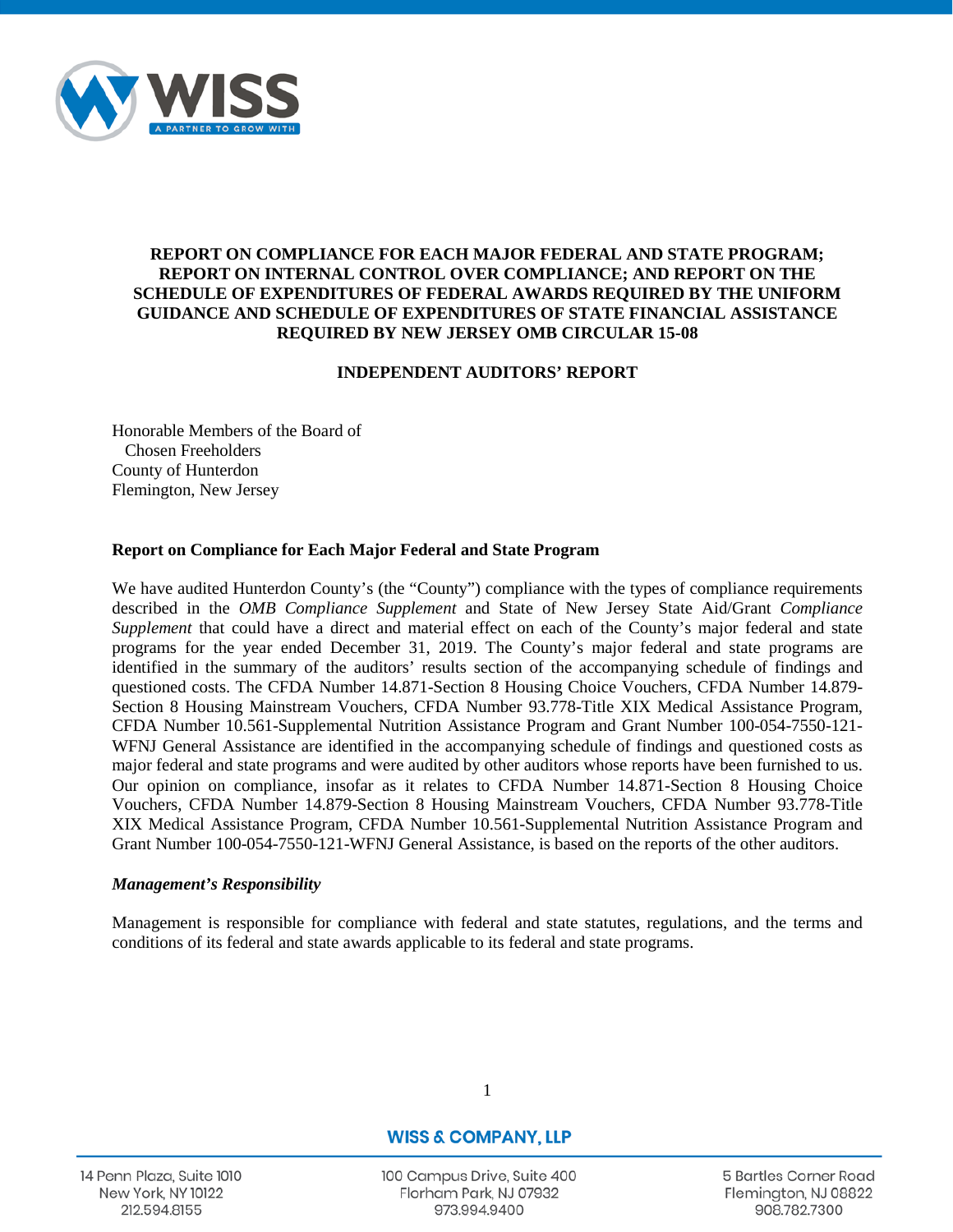**REPORT ON COMPLIANCE FOR EACH MAJOR FEDERAL AND STATE PROGRAM; REPORT ON INTERNAL CONTROL OVER COMPLIANCE; AND REPORT ON THE SCHEDULE OF EXPENDITURES OF FEDERAL AWARDS REQUIRED BY THE UNIFORM GUIDANCE AND SCHEDULE OF EXPENDITURES OF STATE FINANCIAL ASSISTANCE REQUIRED BY NEW JERSEY OMB CIRCULAR 15-08**

**INDEPENDENT AUDITORS' REPORT**

Honorable Members of the Board of
Chosen Freeholders
County of Hunterdon
Flemington, New Jersey

**Report on Compliance for Each Major Federal and State Program**

We have audited Hunterdon County's (the "County") compliance with the types of compliance requirements described in the *OMB Compliance Supplement* and State of New Jersey State Aid/Grant *Compliance Supplement* that could have a direct and material effect on each of the County's major federal and state programs for the year ended December 31, 2019. The County's major federal and state programs are identified in the summary of the auditors' results section of the accompanying schedule of findings and questioned costs. The CFDA Number 14.871-Section 8 Housing Choice Vouchers, CFDA Number 14.879-Section 8 Housing Mainstream Vouchers, CFDA Number 93.778-Title XIX Medical Assistance Program, CFDA Number 10.561-Supplemental Nutrition Assistance Program and Grant Number 100-054-7550-121-WFNJ General Assistance are identified in the accompanying schedule of findings and questioned costs as major federal and state programs and were audited by other auditors whose reports have been furnished to us. Our opinion on compliance, insofar as it relates to CFDA Number 14.871-Section 8 Housing Choice Vouchers, CFDA Number 14.879-Section 8 Housing Mainstream Vouchers, CFDA Number 93.778-Title XIX Medical Assistance Program, CFDA Number 10.561-Supplemental Nutrition Assistance Program and Grant Number 100-054-7550-121-WFNJ General Assistance, is based on the reports of the other auditors.

***Management's Responsibility***

Management is responsible for compliance with federal and state statutes, regulations, and the terms and conditions of its federal and state awards applicable to its federal and state programs.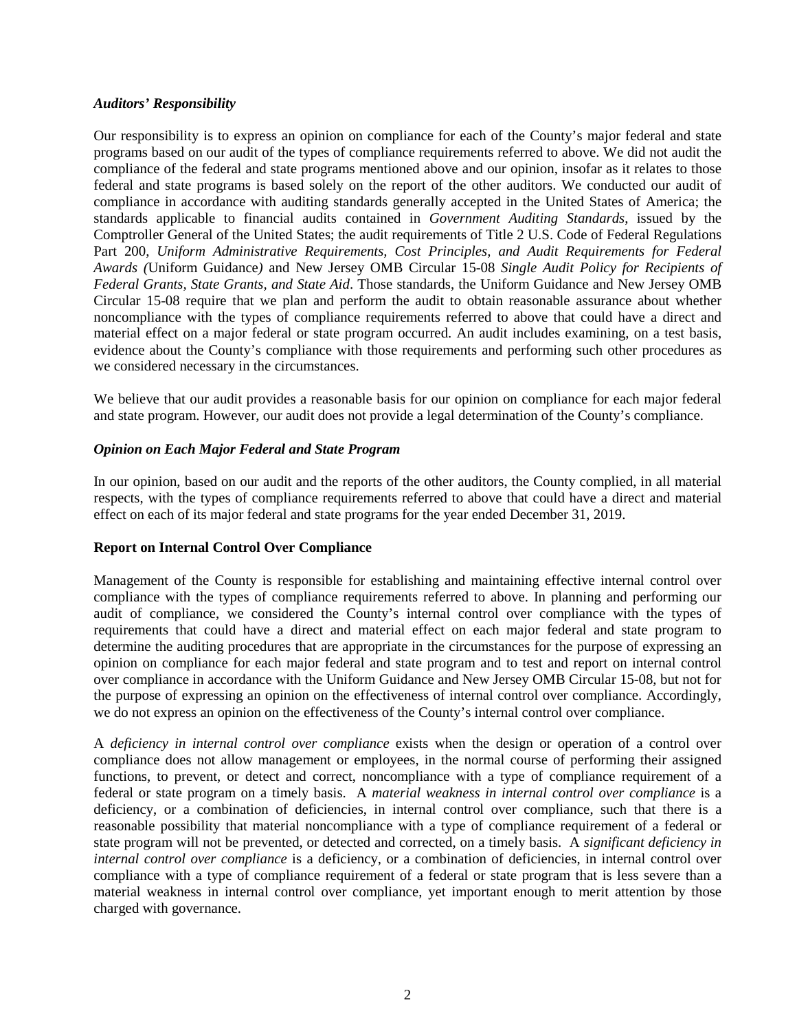### *Auditors' Responsibility*

Our responsibility is to express an opinion on compliance for each of the County's major federal and state programs based on our audit of the types of compliance requirements referred to above. We did not audit the compliance of the federal and state programs mentioned above and our opinion, insofar as it relates to those federal and state programs is based solely on the report of the other auditors. We conducted our audit of compliance in accordance with auditing standards generally accepted in the United States of America; the standards applicable to financial audits contained in *Government Auditing Standards*, issued by the Comptroller General of the United States; the audit requirements of Title 2 U.S. Code of Federal Regulations Part 200, *Uniform Administrative Requirements, Cost Principles, and Audit Requirements for Federal Awards (*Uniform Guidance*)* and New Jersey OMB Circular 15-08 *Single Audit Policy for Recipients of Federal Grants, State Grants, and State Aid*. Those standards, the Uniform Guidance and New Jersey OMB Circular 15-08 require that we plan and perform the audit to obtain reasonable assurance about whether noncompliance with the types of compliance requirements referred to above that could have a direct and material effect on a major federal or state program occurred. An audit includes examining, on a test basis, evidence about the County's compliance with those requirements and performing such other procedures as we considered necessary in the circumstances.

We believe that our audit provides a reasonable basis for our opinion on compliance for each major federal and state program. However, our audit does not provide a legal determination of the County's compliance.

### *Opinion on Each Major Federal and State Program*

In our opinion, based on our audit and the reports of the other auditors, the County complied, in all material respects, with the types of compliance requirements referred to above that could have a direct and material effect on each of its major federal and state programs for the year ended December 31, 2019.

### **Report on Internal Control Over Compliance**

Management of the County is responsible for establishing and maintaining effective internal control over compliance with the types of compliance requirements referred to above. In planning and performing our audit of compliance, we considered the County's internal control over compliance with the types of requirements that could have a direct and material effect on each major federal and state program to determine the auditing procedures that are appropriate in the circumstances for the purpose of expressing an opinion on compliance for each major federal and state program and to test and report on internal control over compliance in accordance with the Uniform Guidance and New Jersey OMB Circular 15-08, but not for the purpose of expressing an opinion on the effectiveness of internal control over compliance. Accordingly, we do not express an opinion on the effectiveness of the County's internal control over compliance.

A *deficiency in internal control over compliance* exists when the design or operation of a control over compliance does not allow management or employees, in the normal course of performing their assigned functions, to prevent, or detect and correct, noncompliance with a type of compliance requirement of a federal or state program on a timely basis. A *material weakness in internal control over compliance* is a deficiency, or a combination of deficiencies, in internal control over compliance, such that there is a reasonable possibility that material noncompliance with a type of compliance requirement of a federal or state program will not be prevented, or detected and corrected, on a timely basis. A *significant deficiency in internal control over compliance* is a deficiency, or a combination of deficiencies, in internal control over compliance with a type of compliance requirement of a federal or state program that is less severe than a material weakness in internal control over compliance, yet important enough to merit attention by those charged with governance.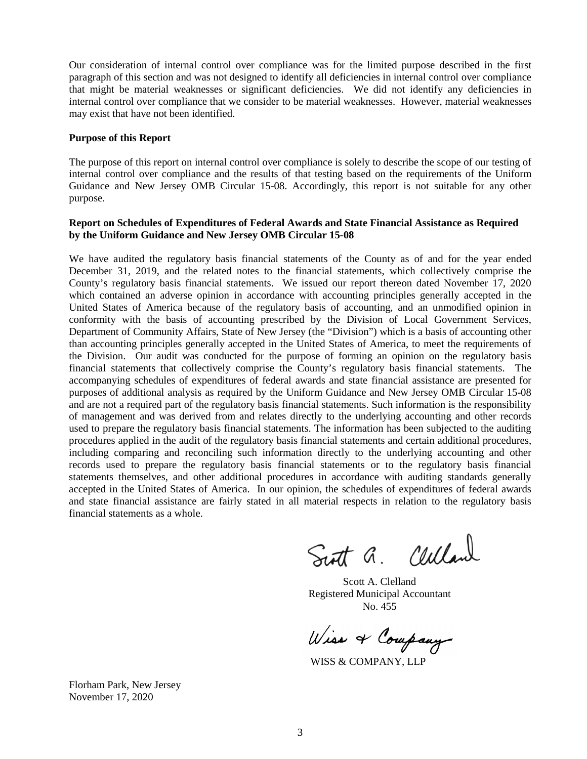Our consideration of internal control over compliance was for the limited purpose described in the first paragraph of this section and was not designed to identify all deficiencies in internal control over compliance that might be material weaknesses or significant deficiencies. We did not identify any deficiencies in internal control over compliance that we consider to be material weaknesses. However, material weaknesses may exist that have not been identified.

**Purpose of this Report**

The purpose of this report on internal control over compliance is solely to describe the scope of our testing of internal control over compliance and the results of that testing based on the requirements of the Uniform Guidance and New Jersey OMB Circular 15-08. Accordingly, this report is not suitable for any other purpose.

**Report on Schedules of Expenditures of Federal Awards and State Financial Assistance as Required by the Uniform Guidance and New Jersey OMB Circular 15-08**

We have audited the regulatory basis financial statements of the County as of and for the year ended December 31, 2019, and the related notes to the financial statements, which collectively comprise the County's regulatory basis financial statements. We issued our report thereon dated November 17, 2020 which contained an adverse opinion in accordance with accounting principles generally accepted in the United States of America because of the regulatory basis of accounting, and an unmodified opinion in conformity with the basis of accounting prescribed by the Division of Local Government Services, Department of Community Affairs, State of New Jersey (the "Division") which is a basis of accounting other than accounting principles generally accepted in the United States of America, to meet the requirements of the Division. Our audit was conducted for the purpose of forming an opinion on the regulatory basis financial statements that collectively comprise the County's regulatory basis financial statements. The accompanying schedules of expenditures of federal awards and state financial assistance are presented for purposes of additional analysis as required by the Uniform Guidance and New Jersey OMB Circular 15-08 and are not a required part of the regulatory basis financial statements. Such information is the responsibility of management and was derived from and relates directly to the underlying accounting and other records used to prepare the regulatory basis financial statements. The information has been subjected to the auditing procedures applied in the audit of the regulatory basis financial statements and certain additional procedures, including comparing and reconciling such information directly to the underlying accounting and other records used to prepare the regulatory basis financial statements or to the regulatory basis financial statements themselves, and other additional procedures in accordance with auditing standards generally accepted in the United States of America. In our opinion, the schedules of expenditures of federal awards and state financial assistance are fairly stated in all material respects in relation to the regulatory basis financial statements as a whole.

Scott A. Clelland
Registered Municipal Accountant
No. 455

WISS & COMPANY, LLP

Florham Park, New Jersey
November 17, 2020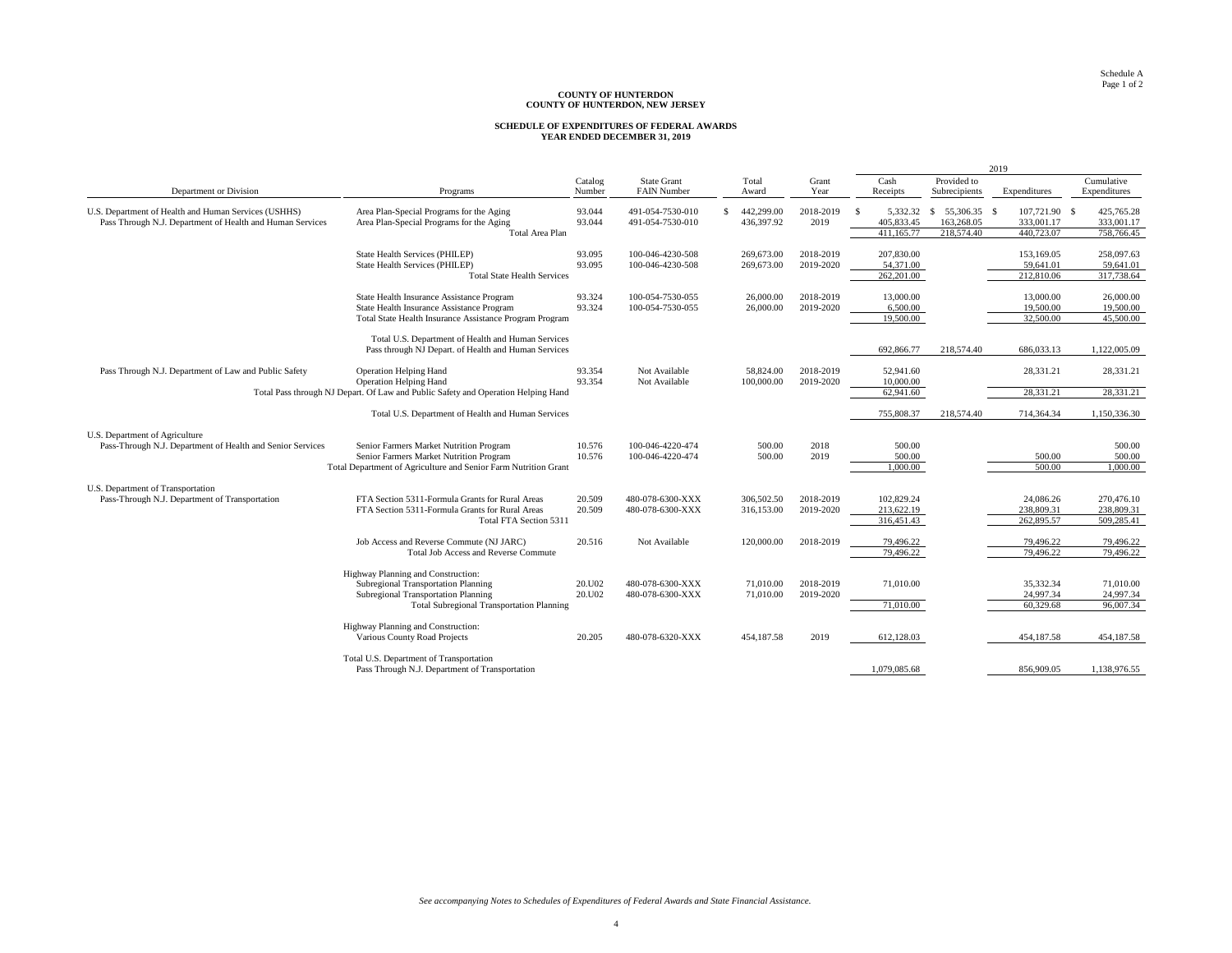Schedule A
Page 1 of 2

**COUNTY OF HUNTERDON**
**COUNTY OF HUNTERDON, NEW JERSEY**

**SCHEDULE OF EXPENDITURES OF FEDERAL AWARDS**
**YEAR ENDED DECEMBER 31, 2019**

| Department or Division | Programs | Catalog Number | State Grant FAIN Number | Total Award | Grant Year | 2019 Cash Receipts | 2019 Provided to Subrecipients | 2019 Expenditures | Cumulative Expenditures |
|---|---|---|---|---|---|---|---|---|---|
| U.S. Department of Health and Human Services (USHHS) | Area Plan-Special Programs for the Aging | 93.044 | 491-054-7530-010 | $ 442,299.00 | 2018-2019 | $ 5,332.32 | $ 55,306.35 | $ 107,721.90 | $ 425,765.28 |
| Pass Through N.J. Department of Health and Human Services | Area Plan-Special Programs for the Aging | 93.044 | 491-054-7530-010 | 436,397.92 | 2019 | 405,833.45 | 163,268.05 | 333,001.17 | 333,001.17 |
| | Total Area Plan | | | | | 411,165.77 | 218,574.40 | 440,723.07 | 758,766.45 |
| | State Health Services (PHILEP) | 93.095 | 100-046-4230-508 | 269,673.00 | 2018-2019 | 207,830.00 | | 153,169.05 | 258,097.63 |
| | State Health Services (PHILEP) | 93.095 | 100-046-4230-508 | 269,673.00 | 2019-2020 | 54,371.00 | | 59,641.01 | 59,641.01 |
| | Total State Health Services | | | | | 262,201.00 | | 212,810.06 | 317,738.64 |
| | State Health Insurance Assistance Program | 93.324 | 100-054-7530-055 | 26,000.00 | 2018-2019 | 13,000.00 | | 13,000.00 | 26,000.00 |
| | State Health Insurance Assistance Program | 93.324 | 100-054-7530-055 | 26,000.00 | 2019-2020 | 6,500.00 | | 19,500.00 | 19,500.00 |
| | Total State Health Insurance Assistance Program Program | | | | | 19,500.00 | | 32,500.00 | 45,500.00 |
| | Total U.S. Department of Health and Human Services Pass through NJ Depart. of Health and Human Services | | | | | 692,866.77 | 218,574.40 | 686,033.13 | 1,122,005.09 |
| Pass Through N.J. Department of Law and Public Safety | Operation Helping Hand | 93.354 | Not Available | 58,824.00 | 2018-2019 | 52,941.60 | | 28,331.21 | 28,331.21 |
| | Operation Helping Hand | 93.354 | Not Available | 100,000.00 | 2019-2020 | 10,000.00 | | | |
| | Total Pass through NJ Depart. Of Law and Public Safety and Operation Helping Hand | | | | | 62,941.60 | | 28,331.21 | 28,331.21 |
| | Total U.S. Department of Health and Human Services | | | | | 755,808.37 | 218,574.40 | 714,364.34 | 1,150,336.30 |
| U.S. Department of Agriculture | | | | | | | | | |
| Pass-Through N.J. Department of Health and Senior Services | Senior Farmers Market Nutrition Program | 10.576 | 100-046-4220-474 | 500.00 | 2018 | 500.00 | | | 500.00 |
| | Senior Farmers Market Nutrition Program | 10.576 | 100-046-4220-474 | 500.00 | 2019 | 500.00 | | 500.00 | 500.00 |
| | Total Department of Agriculture and Senior Farm Nutrition Grant | | | | | 1,000.00 | | 500.00 | 1,000.00 |
| U.S. Department of Transportation | | | | | | | | | |
| Pass-Through N.J. Department of Transportation | FTA Section 5311-Formula Grants for Rural Areas | 20.509 | 480-078-6300-XXX | 306,502.50 | 2018-2019 | 102,829.24 | | 24,086.26 | 270,476.10 |
| | FTA Section 5311-Formula Grants for Rural Areas | 20.509 | 480-078-6300-XXX | 316,153.00 | 2019-2020 | 213,622.19 | | 238,809.31 | 238,809.31 |
| | Total FTA Section 5311 | | | | | 316,451.43 | | 262,895.57 | 509,285.41 |
| | Job Access and Reverse Commute (NJ JARC) | 20.516 | Not Available | 120,000.00 | 2018-2019 | 79,496.22 | | 79,496.22 | 79,496.22 |
| | Total Job Access and Reverse Commute | | | | | 79,496.22 | | 79,496.22 | 79,496.22 |
| | Highway Planning and Construction: | | | | | | | | |
| | Subregional Transportation Planning | 20.U02 | 480-078-6300-XXX | 71,010.00 | 2018-2019 | 71,010.00 | | 35,332.34 | 71,010.00 |
| | Subregional Transportation Planning | 20.U02 | 480-078-6300-XXX | 71,010.00 | 2019-2020 | | | 24,997.34 | 24,997.34 |
| | Total Subregional Transportation Planning | | | | | 71,010.00 | | 60,329.68 | 96,007.34 |
| | Highway Planning and Construction: | | | | | | | | |
| | Various County Road Projects | 20.205 | 480-078-6320-XXX | 454,187.58 | 2019 | 612,128.03 | | 454,187.58 | 454,187.58 |
| | Total U.S. Department of Transportation Pass Through N.J. Department of Transportation | | | | | 1,079,085.68 | | 856,909.05 | 1,138,976.55 |

*See accompanying Notes to Schedules of Expenditures of Federal Awards and State Financial Assistance.*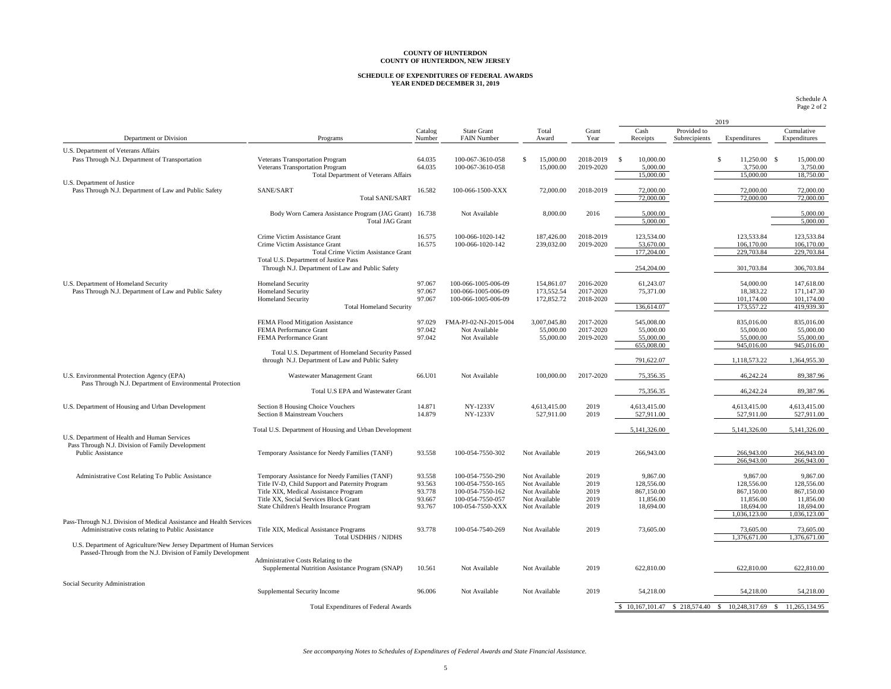**COUNTY OF HUNTERDON**
**COUNTY OF HUNTERDON, NEW JERSEY**

**SCHEDULE OF EXPENDITURES OF FEDERAL AWARDS**
**YEAR ENDED DECEMBER 31, 2019**

Schedule A
Page 2 of 2

| Department or Division | Programs | Catalog Number | State Grant FAIN Number | Total Award | Grant Year | 2019 Cash Receipts | 2019 Provided to Subrecipients | 2019 Expenditures | Cumulative Expenditures |
|---|---|---|---|---|---|---|---|---|---|
| U.S. Department of Veterans Affairs | | | | | | | | | |
| Pass Through N.J. Department of Transportation | Veterans Transportation Program | 64.035 | 100-067-3610-058 | $ 15,000.00 | 2018-2019 | $ 10,000.00 | | $ 11,250.00 | $ 15,000.00 |
| | Veterans Transportation Program | 64.035 | 100-067-3610-058 | 15,000.00 | 2019-2020 | 5,000.00 | | 3,750.00 | 3,750.00 |
| | Total Department of Veterans Affairs | | | | | 15,000.00 | | 15,000.00 | 18,750.00 |
| U.S. Department of Justice | | | | | | | | | |
| Pass Through N.J. Department of Law and Public Safety | SANE/SART | 16.582 | 100-066-1500-XXX | 72,000.00 | 2018-2019 | 72,000.00 | | 72,000.00 | 72,000.00 |
| | Total SANE/SART | | | | | 72,000.00 | | 72,000.00 | 72,000.00 |
| | Body Worn Camera Assistance Program (JAG Grant) | 16.738 | Not Available | 8,000.00 | 2016 | 5,000.00 | | | 5,000.00 |
| | Total JAG Grant | | | | | 5,000.00 | | | 5,000.00 |
| | Crime Victim Assistance Grant | 16.575 | 100-066-1020-142 | 187,426.00 | 2018-2019 | 123,534.00 | | 123,533.84 | 123,533.84 |
| | Crime Victim Assistance Grant | 16.575 | 100-066-1020-142 | 239,032.00 | 2019-2020 | 53,670.00 | | 106,170.00 | 106,170.00 |
| | Total Crime Victim Assistance Grant | | | | | 177,204.00 | | 229,703.84 | 229,703.84 |
| | Total U.S. Department of Justice Pass Through N.J. Department of Law and Public Safety | | | | | 254,204.00 | | 301,703.84 | 306,703.84 |
| U.S. Department of Homeland Security | Homeland Security | 97.067 | 100-066-1005-006-09 | 154,861.07 | 2016-2020 | 61,243.07 | | 54,000.00 | 147,618.00 |
| Pass Through N.J. Department of Law and Public Safety | Homeland Security | 97.067 | 100-066-1005-006-09 | 173,552.54 | 2017-2020 | 75,371.00 | | 18,383.22 | 171,147.30 |
| | Homeland Security | 97.067 | 100-066-1005-006-09 | 172,852.72 | 2018-2020 | | | 101,174.00 | 101,174.00 |
| | Total Homeland Security | | | | | 136,614.07 | | 173,557.22 | 419,939.30 |
| | FEMA Flood Mitigation Assistance | 97.029 | FMA-PJ-02-NJ-2015-004 | 3,007,045.80 | 2017-2020 | 545,008.00 | | 835,016.00 | 835,016.00 |
| | FEMA Performance Grant | 97.042 | Not Available | 55,000.00 | 2017-2020 | 55,000.00 | | 55,000.00 | 55,000.00 |
| | FEMA Performance Grant | 97.042 | Not Available | 55,000.00 | 2019-2020 | 55,000.00 | | 55,000.00 | 55,000.00 |
| | | | | | | 655,008.00 | | 945,016.00 | 945,016.00 |
| | Total U.S. Department of Homeland Security Passed through N.J. Department of Law and Public Safety | | | | | 791,622.07 | | 1,118,573.22 | 1,364,955.30 |
| U.S. Environmental Protection Agency (EPA) Pass Through N.J. Department of Environmental Protection | Wastewater Management Grant | 66.U01 | Not Available | 100,000.00 | 2017-2020 | 75,356.35 | | 46,242.24 | 89,387.96 |
| | Total U.S EPA and Wastewater Grant | | | | | 75,356.35 | | 46,242.24 | 89,387.96 |
| U.S. Department of Housing and Urban Development | Section 8 Housing Choice Vouchers | 14.871 | NY-1233V | 4,613,415.00 | 2019 | 4,613,415.00 | | 4,613,415.00 | 4,613,415.00 |
| | Section 8 Mainstream Vouchers | 14.879 | NY-1233V | 527,911.00 | 2019 | 527,911.00 | | 527,911.00 | 527,911.00 |
| | Total U.S. Department of Housing and Urban Development | | | | | 5,141,326.00 | | 5,141,326.00 | 5,141,326.00 |
| U.S. Department of Health and Human Services Pass Through N.J. Division of Family Development | | | | | | | | | |
| Public Assistance | Temporary Assistance for Needy Families (TANF) | 93.558 | 100-054-7550-302 | Not Available | 2019 | 266,943.00 | | 266,943.00 | 266,943.00 |
| | | | | | | | | 266,943.00 | 266,943.00 |
| Administrative Cost Relating To Public Assistance | Temporary Assistance for Needy Families (TANF) | 93.558 | 100-054-7550-290 | Not Available | 2019 | 9,867.00 | | 9,867.00 | 9,867.00 |
| | Title IV-D, Child Support and Paternity Program | 93.563 | 100-054-7550-165 | Not Available | 2019 | 128,556.00 | | 128,556.00 | 128,556.00 |
| | Title XIX, Medical Assistance Program | 93.778 | 100-054-7550-162 | Not Available | 2019 | 867,150.00 | | 867,150.00 | 867,150.00 |
| | Title XX, Social Services Block Grant | 93.667 | 100-054-7550-057 | Not Available | 2019 | 11,856.00 | | 11,856.00 | 11,856.00 |
| | State Children's Health Insurance Program | 93.767 | 100-054-7550-XXX | Not Available | 2019 | 18,694.00 | | 18,694.00 | 18,694.00 |
| | | | | | | | | 1,036,123.00 | 1,036,123.00 |
| Pass-Through N.J. Division of Medical Assistance and Health Services | | | | | | | | | |
| Administrative costs relating to Public Assistance | Title XIX, Medical Assistance Programs | 93.778 | 100-054-7540-269 | Not Available | 2019 | 73,605.00 | | 73,605.00 | 73,605.00 |
| | Total USDHHS / NJDHS | | | | | | | 1,376,671.00 | 1,376,671.00 |
| U.S. Department of Agriculture/New Jersey Department of Human Services Passed-Through from the N.J. Division of Family Development | | | | | | | | | |
| | Administrative Costs Relating to the Supplemental Nutrition Assistance Program (SNAP) | 10.561 | Not Available | Not Available | 2019 | 622,810.00 | | 622,810.00 | 622,810.00 |
| Social Security Administration | | | | | | | | | |
| | Supplemental Security Income | 96.006 | Not Available | Not Available | 2019 | 54,218.00 | | 54,218.00 | 54,218.00 |
| | Total Expenditures of Federal Awards | | | | | $ 10,167,101.47 | $ 218,574.40 | $ 10,248,317.69 | $ 11,265,134.95 |

*See accompanying Notes to Schedules of Expenditures of Federal Awards and State Financial Assistance.*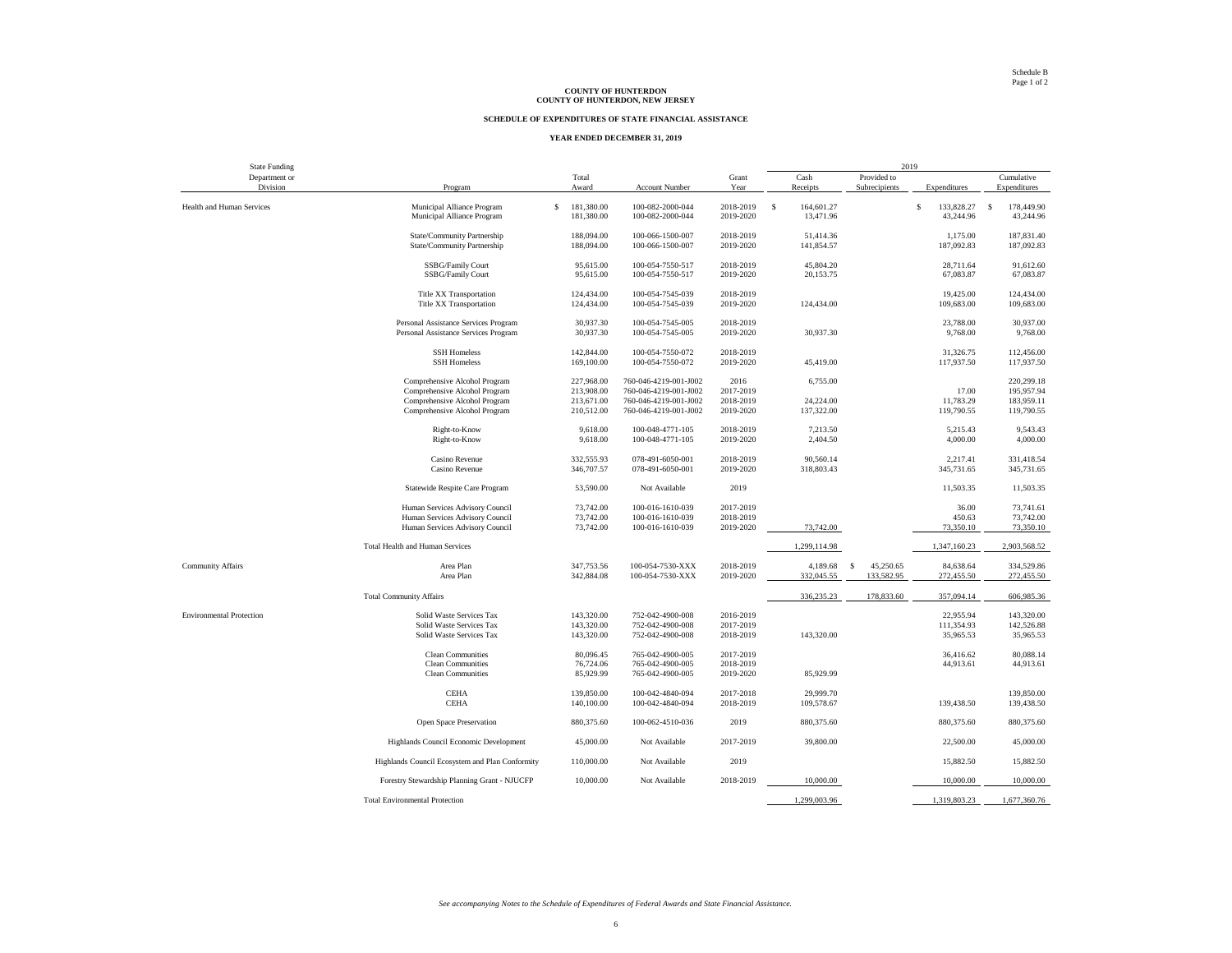Schedule B
Page 1 of 2

**COUNTY OF HUNTERDON**
**COUNTY OF HUNTERDON, NEW JERSEY**

**SCHEDULE OF EXPENDITURES OF STATE FINANCIAL ASSISTANCE**

**YEAR ENDED DECEMBER 31, 2019**

| State Funding Department or Division | Program | Total Award | Account Number | Grant Year | 2019 Cash Receipts | 2019 Provided to Subrecipients | 2019 Expenditures | Cumulative Expenditures |
|---|---|---|---|---|---|---|---|---|
| Health and Human Services | Municipal Alliance Program | $ 181,380.00 | 100-082-2000-044 | 2018-2019 | $ 164,601.27 | | $ 133,828.27 | $ 178,449.90 |
| | Municipal Alliance Program | 181,380.00 | 100-082-2000-044 | 2019-2020 | 13,471.96 | | 43,244.96 | 43,244.96 |
| | State/Community Partnership | 188,094.00 | 100-066-1500-007 | 2018-2019 | 51,414.36 | | 1,175.00 | 187,831.40 |
| | State/Community Partnership | 188,094.00 | 100-066-1500-007 | 2019-2020 | 141,854.57 | | 187,092.83 | 187,092.83 |
| | SSBG/Family Court | 95,615.00 | 100-054-7550-517 | 2018-2019 | 45,804.20 | | 28,711.64 | 91,612.60 |
| | SSBG/Family Court | 95,615.00 | 100-054-7550-517 | 2019-2020 | 20,153.75 | | 67,083.87 | 67,083.87 |
| | Title XX Transportation | 124,434.00 | 100-054-7545-039 | 2018-2019 | | | 19,425.00 | 124,434.00 |
| | Title XX Transportation | 124,434.00 | 100-054-7545-039 | 2019-2020 | 124,434.00 | | 109,683.00 | 109,683.00 |
| | Personal Assistance Services Program | 30,937.30 | 100-054-7545-005 | 2018-2019 | | | 23,788.00 | 30,937.00 |
| | Personal Assistance Services Program | 30,937.30 | 100-054-7545-005 | 2019-2020 | 30,937.30 | | 9,768.00 | 9,768.00 |
| | SSH Homeless | 142,844.00 | 100-054-7550-072 | 2018-2019 | | | 31,326.75 | 112,456.00 |
| | SSH Homeless | 169,100.00 | 100-054-7550-072 | 2019-2020 | 45,419.00 | | 117,937.50 | 117,937.50 |
| | Comprehensive Alcohol Program | 227,968.00 | 760-046-4219-001-J002 | 2016 | 6,755.00 | | | 220,299.18 |
| | Comprehensive Alcohol Program | 213,908.00 | 760-046-4219-001-J002 | 2017-2019 | | | 17.00 | 195,957.94 |
| | Comprehensive Alcohol Program | 213,671.00 | 760-046-4219-001-J002 | 2018-2019 | 24,224.00 | | 11,783.29 | 183,959.11 |
| | Comprehensive Alcohol Program | 210,512.00 | 760-046-4219-001-J002 | 2019-2020 | 137,322.00 | | 119,790.55 | 119,790.55 |
| | Right-to-Know | 9,618.00 | 100-048-4771-105 | 2018-2019 | 7,213.50 | | 5,215.43 | 9,543.43 |
| | Right-to-Know | 9,618.00 | 100-048-4771-105 | 2019-2020 | 2,404.50 | | 4,000.00 | 4,000.00 |
| | Casino Revenue | 332,555.93 | 078-491-6050-001 | 2018-2019 | 90,560.14 | | 2,217.41 | 331,418.54 |
| | Casino Revenue | 346,707.57 | 078-491-6050-001 | 2019-2020 | 318,803.43 | | 345,731.65 | 345,731.65 |
| | Statewide Respite Care Program | 53,590.00 | Not Available | 2019 | | | 11,503.35 | 11,503.35 |
| | Human Services Advisory Council | 73,742.00 | 100-016-1610-039 | 2017-2019 | | | 36.00 | 73,741.61 |
| | Human Services Advisory Council | 73,742.00 | 100-016-1610-039 | 2018-2019 | | | 450.63 | 73,742.00 |
| | Human Services Advisory Council | 73,742.00 | 100-016-1610-039 | 2019-2020 | 73,742.00 | | 73,350.10 | 73,350.10 |
| | Total Health and Human Services | | | | 1,299,114.98 | | 1,347,160.23 | 2,903,568.52 |
| Community Affairs | Area Plan | 347,753.56 | 100-054-7530-XXX | 2018-2019 | 4,189.68 | $ 45,250.65 | 84,638.64 | 334,529.86 |
| | Area Plan | 342,884.08 | 100-054-7530-XXX | 2019-2020 | 332,045.55 | 133,582.95 | 272,455.50 | 272,455.50 |
| | Total Community Affairs | | | | 336,235.23 | 178,833.60 | 357,094.14 | 606,985.36 |
| Environmental Protection | Solid Waste Services Tax | 143,320.00 | 752-042-4900-008 | 2016-2019 | | | 22,955.94 | 143,320.00 |
| | Solid Waste Services Tax | 143,320.00 | 752-042-4900-008 | 2017-2019 | | | 111,354.93 | 142,526.88 |
| | Solid Waste Services Tax | 143,320.00 | 752-042-4900-008 | 2018-2019 | 143,320.00 | | 35,965.53 | 35,965.53 |
| | Clean Communities | 80,096.45 | 765-042-4900-005 | 2017-2019 | | | 36,416.62 | 80,088.14 |
| | Clean Communities | 76,724.06 | 765-042-4900-005 | 2018-2019 | | | 44,913.61 | 44,913.61 |
| | Clean Communities | 85,929.99 | 765-042-4900-005 | 2019-2020 | 85,929.99 | | | |
| | CEHA | 139,850.00 | 100-042-4840-094 | 2017-2018 | 29,999.70 | | | 139,850.00 |
| | CEHA | 140,100.00 | 100-042-4840-094 | 2018-2019 | 109,578.67 | | 139,438.50 | 139,438.50 |
| | Open Space Preservation | 880,375.60 | 100-062-4510-036 | 2019 | 880,375.60 | | 880,375.60 | 880,375.60 |
| | Highlands Council Economic Development | 45,000.00 | Not Available | 2017-2019 | 39,800.00 | | 22,500.00 | 45,000.00 |
| | Highlands Council Ecosystem and Plan Conformity | 110,000.00 | Not Available | 2019 | | | 15,882.50 | 15,882.50 |
| | Forestry Stewardship Planning Grant - NJUCFP | 10,000.00 | Not Available | 2018-2019 | 10,000.00 | | 10,000.00 | 10,000.00 |
| | Total Environmental Protection | | | | 1,299,003.96 | | 1,319,803.23 | 1,677,360.76 |

*See accompanying Notes to the Schedule of Expenditures of Federal Awards and State Financial Assistance.*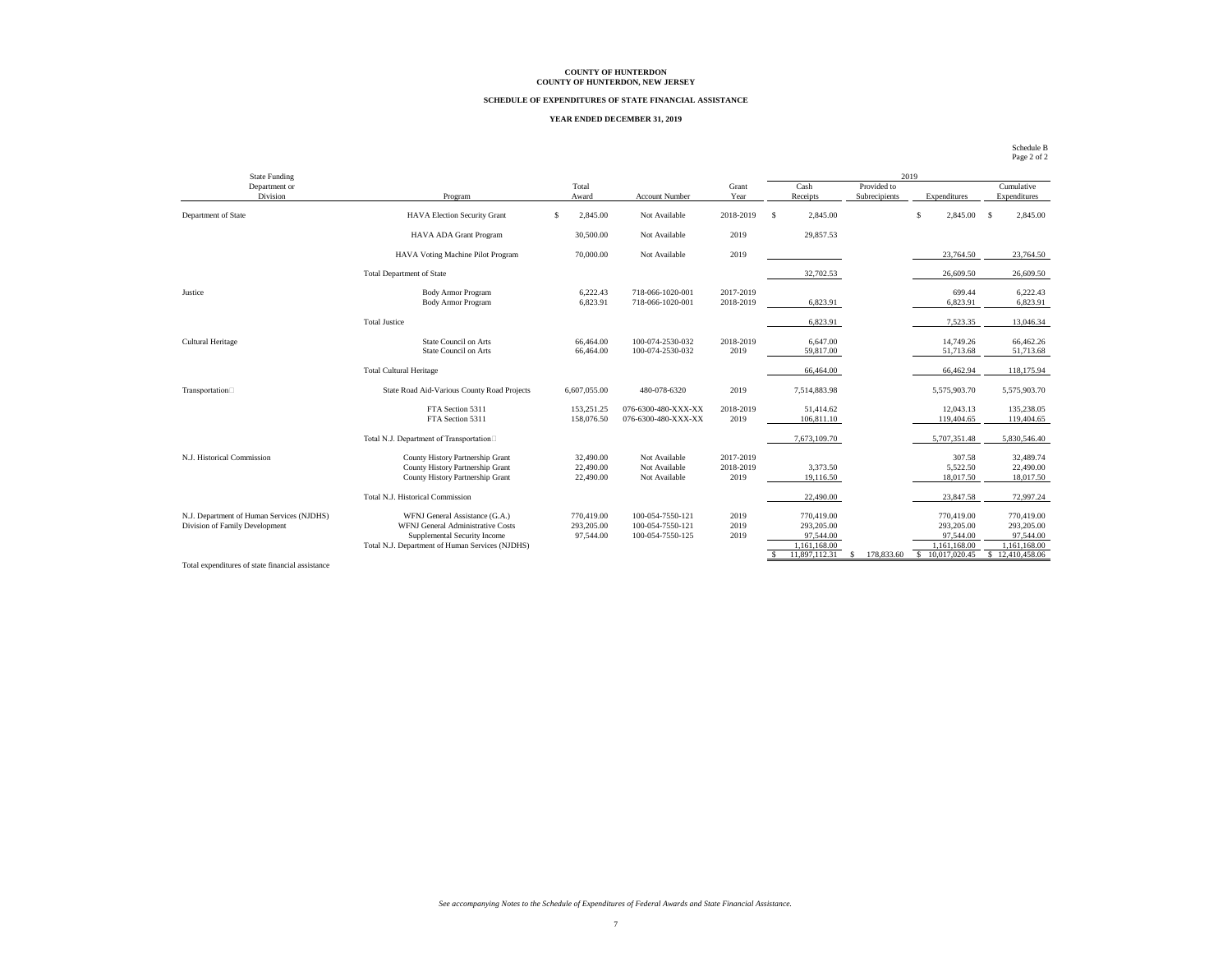**COUNTY OF HUNTERDON**
**COUNTY OF HUNTERDON, NEW JERSEY**

**SCHEDULE OF EXPENDITURES OF STATE FINANCIAL ASSISTANCE**

**YEAR ENDED DECEMBER 31, 2019**

Schedule B
Page 2 of 2

| State Funding Department or Division | Program | Total Award | Account Number | Grant Year | 2019 Cash Receipts | 2019 Provided to Subrecipients | 2019 Expenditures | Cumulative Expenditures |
|---|---|---|---|---|---|---|---|---|
| Department of State | HAVA Election Security Grant | $ 2,845.00 | Not Available | 2018-2019 | $ 2,845.00 | | $ 2,845.00 | $ 2,845.00 |
| | HAVA ADA Grant Program | 30,500.00 | Not Available | 2019 | 29,857.53 | | | |
| | HAVA Voting Machine Pilot Program | 70,000.00 | Not Available | 2019 | | | 23,764.50 | 23,764.50 |
| | Total Department of State | | | | 32,702.53 | | 26,609.50 | 26,609.50 |
| Justice | Body Armor Program | 6,222.43 | 718-066-1020-001 | 2017-2019 | | | 699.44 | 6,222.43 |
| | Body Armor Program | 6,823.91 | 718-066-1020-001 | 2018-2019 | 6,823.91 | | 6,823.91 | 6,823.91 |
| | Total Justice | | | | 6,823.91 | | 7,523.35 | 13,046.34 |
| Cultural Heritage | State Council on Arts | 66,464.00 | 100-074-2530-032 | 2018-2019 | 6,647.00 | | 14,749.26 | 66,462.26 |
| | State Council on Arts | 66,464.00 | 100-074-2530-032 | 2019 | 59,817.00 | | 51,713.68 | 51,713.68 |
| | Total Cultural Heritage | | | | 66,464.00 | | 66,462.94 | 118,175.94 |
| Transportation | State Road Aid-Various County Road Projects | 6,607,055.00 | 480-078-6320 | 2019 | 7,514,883.98 | | 5,575,903.70 | 5,575,903.70 |
| | FTA Section 5311 | 153,251.25 | 076-6300-480-XXX-XX | 2018-2019 | 51,414.62 | | 12,043.13 | 135,238.05 |
| | FTA Section 5311 | 158,076.50 | 076-6300-480-XXX-XX | 2019 | 106,811.10 | | 119,404.65 | 119,404.65 |
| | Total N.J. Department of Transportation | | | | 7,673,109.70 | | 5,707,351.48 | 5,830,546.40 |
| N.J. Historical Commission | County History Partnership Grant | 32,490.00 | Not Available | 2017-2019 | | | 307.58 | 32,489.74 |
| | County History Partnership Grant | 22,490.00 | Not Available | 2018-2019 | 3,373.50 | | 5,522.50 | 22,490.00 |
| | County History Partnership Grant | 22,490.00 | Not Available | 2019 | 19,116.50 | | 18,017.50 | 18,017.50 |
| | Total N.J. Historical Commission | | | | 22,490.00 | | 23,847.58 | 72,997.24 |
| N.J. Department of Human Services (NJDHS) Division of Family Development | WFNJ General Assistance (G.A.) | 770,419.00 | 100-054-7550-121 | 2019 | 770,419.00 | | 770,419.00 | 770,419.00 |
| | WFNJ General Administrative Costs | 293,205.00 | 100-054-7550-121 | 2019 | 293,205.00 | | 293,205.00 | 293,205.00 |
| | Supplemental Security Income | 97,544.00 | 100-054-7550-125 | 2019 | 97,544.00 | | 97,544.00 | 97,544.00 |
| | Total N.J. Department of Human Services (NJDHS) | | | | 1,161,168.00 | | 1,161,168.00 | 1,161,168.00 |
| Total expenditures of state financial assistance | | | | | $ 11,897,112.31 | $ 178,833.60 | $ 10,017,020.45 | $ 12,410,458.06 |

*See accompanying Notes to the Schedule of Expenditures of Federal Awards and State Financial Assistance.*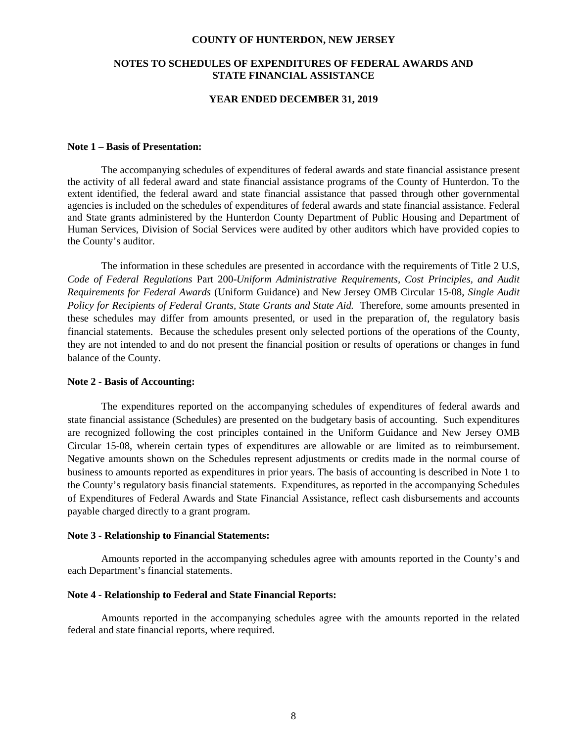# COUNTY OF HUNTERDON, NEW JERSEY

## NOTES TO SCHEDULES OF EXPENDITURES OF FEDERAL AWARDS AND STATE FINANCIAL ASSISTANCE

### YEAR ENDED DECEMBER 31, 2019

**Note 1 – Basis of Presentation:**

The accompanying schedules of expenditures of federal awards and state financial assistance present the activity of all federal award and state financial assistance programs of the County of Hunterdon. To the extent identified, the federal award and state financial assistance that passed through other governmental agencies is included on the schedules of expenditures of federal awards and state financial assistance. Federal and State grants administered by the Hunterdon County Department of Public Housing and Department of Human Services, Division of Social Services were audited by other auditors which have provided copies to the County's auditor.

The information in these schedules are presented in accordance with the requirements of Title 2 U.S, *Code of Federal Regulations* Part 200-*Uniform Administrative Requirements, Cost Principles, and Audit Requirements for Federal Awards* (Uniform Guidance) and New Jersey OMB Circular 15-08, *Single Audit Policy for Recipients of Federal Grants, State Grants and State Aid.* Therefore, some amounts presented in these schedules may differ from amounts presented, or used in the preparation of, the regulatory basis financial statements. Because the schedules present only selected portions of the operations of the County, they are not intended to and do not present the financial position or results of operations or changes in fund balance of the County.

**Note 2 - Basis of Accounting:**

The expenditures reported on the accompanying schedules of expenditures of federal awards and state financial assistance (Schedules) are presented on the budgetary basis of accounting. Such expenditures are recognized following the cost principles contained in the Uniform Guidance and New Jersey OMB Circular 15-08, wherein certain types of expenditures are allowable or are limited as to reimbursement. Negative amounts shown on the Schedules represent adjustments or credits made in the normal course of business to amounts reported as expenditures in prior years. The basis of accounting is described in Note 1 to the County's regulatory basis financial statements. Expenditures, as reported in the accompanying Schedules of Expenditures of Federal Awards and State Financial Assistance, reflect cash disbursements and accounts payable charged directly to a grant program.

**Note 3 - Relationship to Financial Statements:**

Amounts reported in the accompanying schedules agree with amounts reported in the County's and each Department's financial statements.

**Note 4 - Relationship to Federal and State Financial Reports:**

Amounts reported in the accompanying schedules agree with the amounts reported in the related federal and state financial reports, where required.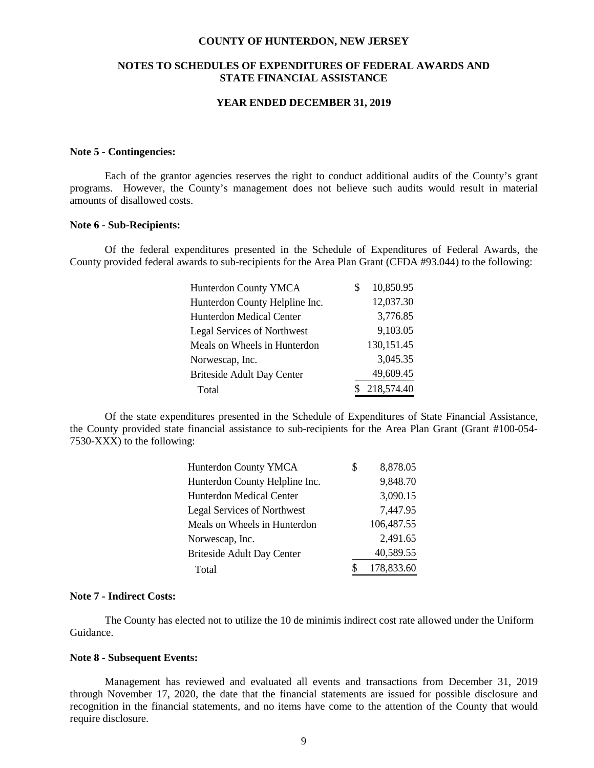# COUNTY OF HUNTERDON, NEW JERSEY

## NOTES TO SCHEDULES OF EXPENDITURES OF FEDERAL AWARDS AND STATE FINANCIAL ASSISTANCE

### YEAR ENDED DECEMBER 31, 2019

**Note 5 - Contingencies:**

Each of the grantor agencies reserves the right to conduct additional audits of the County's grant programs. However, the County's management does not believe such audits would result in material amounts of disallowed costs.

**Note 6 - Sub-Recipients:**

Of the federal expenditures presented in the Schedule of Expenditures of Federal Awards, the County provided federal awards to sub-recipients for the Area Plan Grant (CFDA #93.044) to the following:

| | |
|---|---|
| Hunterdon County YMCA | $ 10,850.95 |
| Hunterdon County Helpline Inc. | 12,037.30 |
| Hunterdon Medical Center | 3,776.85 |
| Legal Services of Northwest | 9,103.05 |
| Meals on Wheels in Hunterdon | 130,151.45 |
| Norwescap, Inc. | 3,045.35 |
| Briteside Adult Day Center | 49,609.45 |
| Total | $ 218,574.40 |

Of the state expenditures presented in the Schedule of Expenditures of State Financial Assistance, the County provided state financial assistance to sub-recipients for the Area Plan Grant (Grant #100-054-7530-XXX) to the following:

| | |
|---|---|
| Hunterdon County YMCA | $ 8,878.05 |
| Hunterdon County Helpline Inc. | 9,848.70 |
| Hunterdon Medical Center | 3,090.15 |
| Legal Services of Northwest | 7,447.95 |
| Meals on Wheels in Hunterdon | 106,487.55 |
| Norwescap, Inc. | 2,491.65 |
| Briteside Adult Day Center | 40,589.55 |
| Total | $ 178,833.60 |

**Note 7 - Indirect Costs:**

The County has elected not to utilize the 10 de minimis indirect cost rate allowed under the Uniform Guidance.

**Note 8 - Subsequent Events:**

Management has reviewed and evaluated all events and transactions from December 31, 2019 through November 17, 2020, the date that the financial statements are issued for possible disclosure and recognition in the financial statements, and no items have come to the attention of the County that would require disclosure.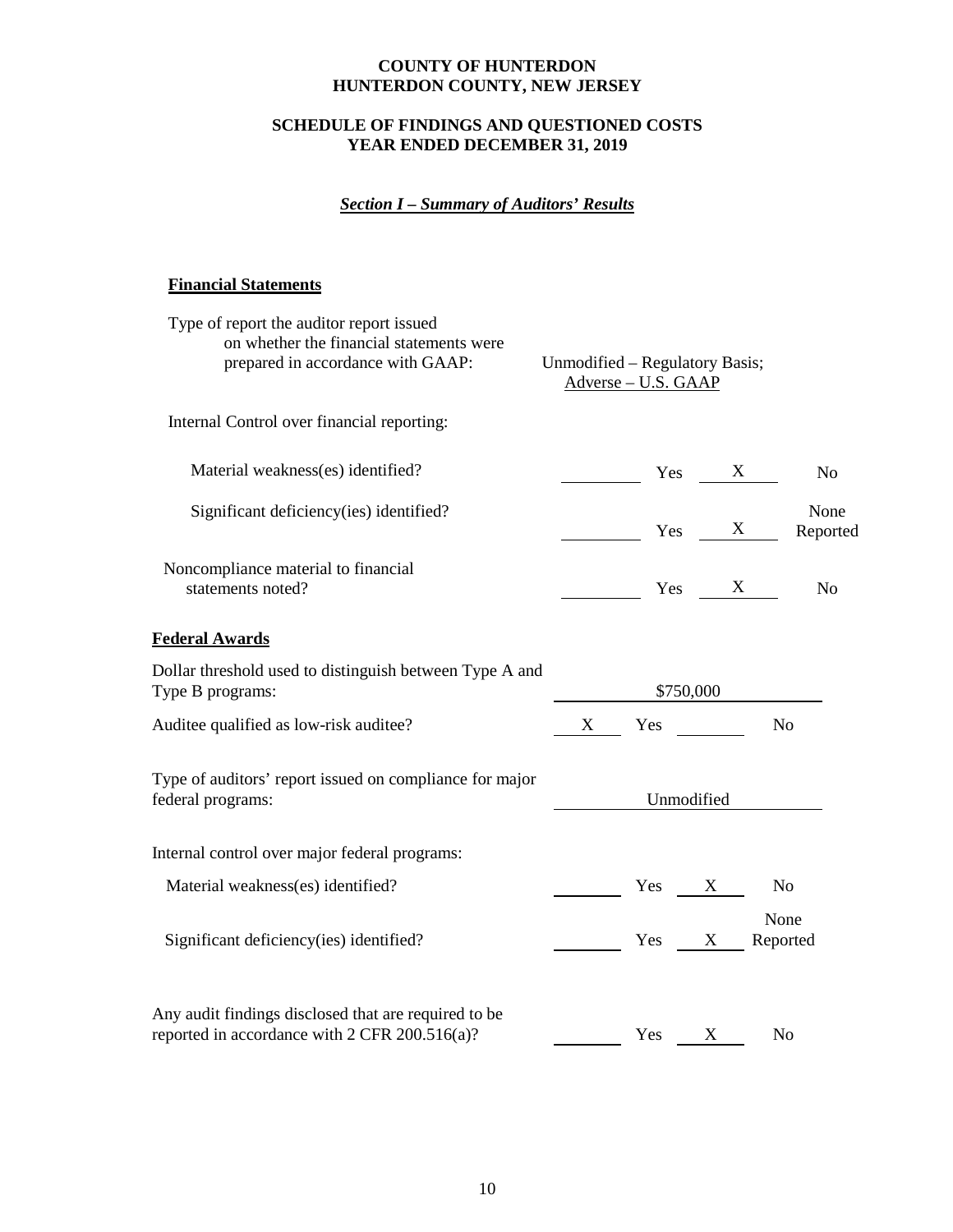**COUNTY OF HUNTERDON**
**HUNTERDON COUNTY, NEW JERSEY**

**SCHEDULE OF FINDINGS AND QUESTIONED COSTS**
**YEAR ENDED DECEMBER 31, 2019**

***Section I – Summary of Auditors' Results***

**Financial Statements**

Type of report the auditor report issued on whether the financial statements were prepared in accordance with GAAP: Unmodified – Regulatory Basis; Adverse – U.S. GAAP

Internal Control over financial reporting:

| | | | | |
|---|---|---|---|---|
| Material weakness(es) identified? | | Yes | X | No |
| Significant deficiency(ies) identified? | | Yes | X | None Reported |
| Noncompliance material to financial statements noted? | | Yes | X | No |

**Federal Awards**

| | | | | |
|---|---|---|---|---|
| Dollar threshold used to distinguish between Type A and Type B programs: | $750,000 | | | |
| Auditee qualified as low-risk auditee? | X | Yes | | No |
| Type of auditors' report issued on compliance for major federal programs: | Unmodified | | | |

Internal control over major federal programs:

| | | | | |
|---|---|---|---|---|
| Material weakness(es) identified? | | Yes | X | No |
| Significant deficiency(ies) identified? | | Yes | X | None Reported |
| Any audit findings disclosed that are required to be reported in accordance with 2 CFR 200.516(a)? | | Yes | X | No |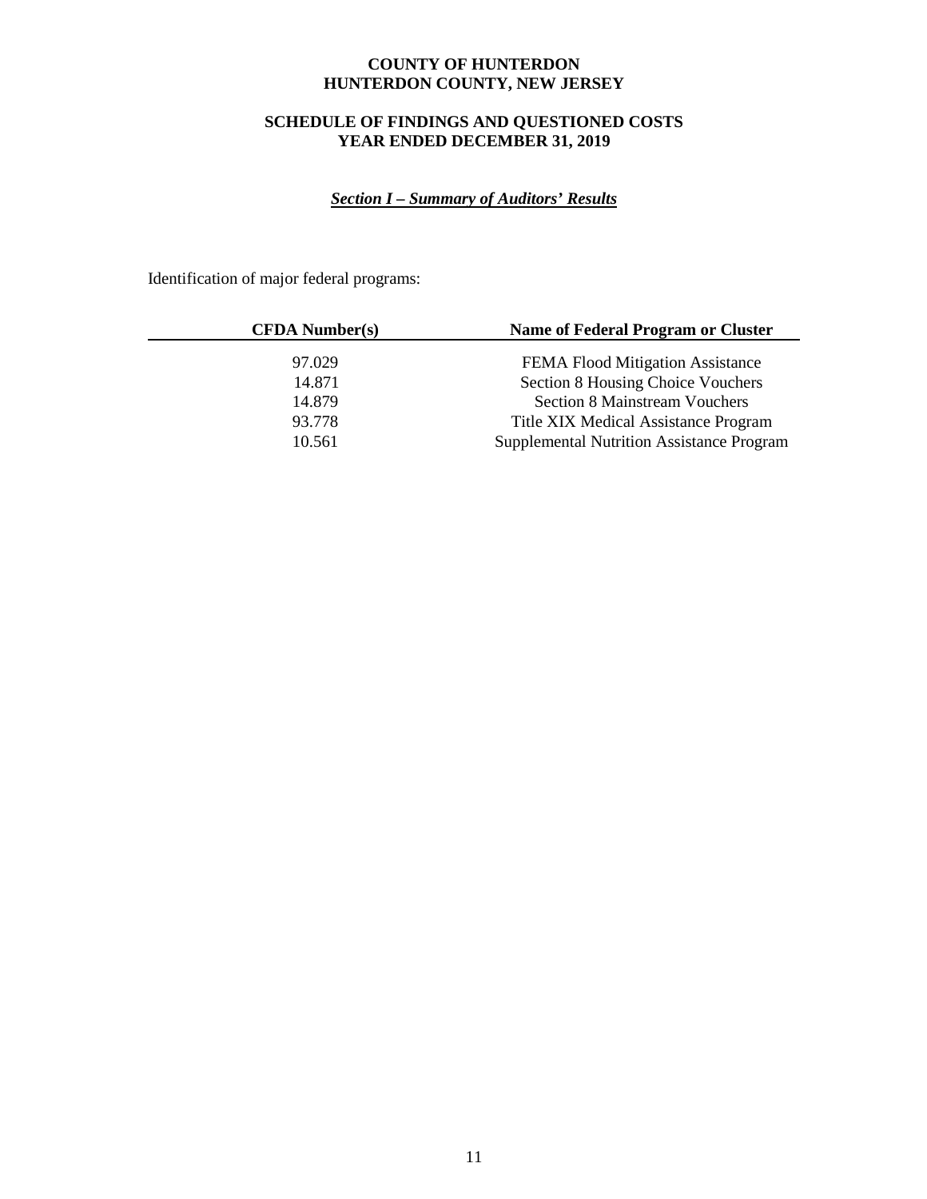# COUNTY OF HUNTERDON
# HUNTERDON COUNTY, NEW JERSEY

## SCHEDULE OF FINDINGS AND QUESTIONED COSTS
## YEAR ENDED DECEMBER 31, 2019

***Section I – Summary of Auditors' Results***

Identification of major federal programs:

| CFDA Number(s) | Name of Federal Program or Cluster |
|---|---|
| 97.029 | FEMA Flood Mitigation Assistance |
| 14.871 | Section 8 Housing Choice Vouchers |
| 14.879 | Section 8 Mainstream Vouchers |
| 93.778 | Title XIX Medical Assistance Program |
| 10.561 | Supplemental Nutrition Assistance Program |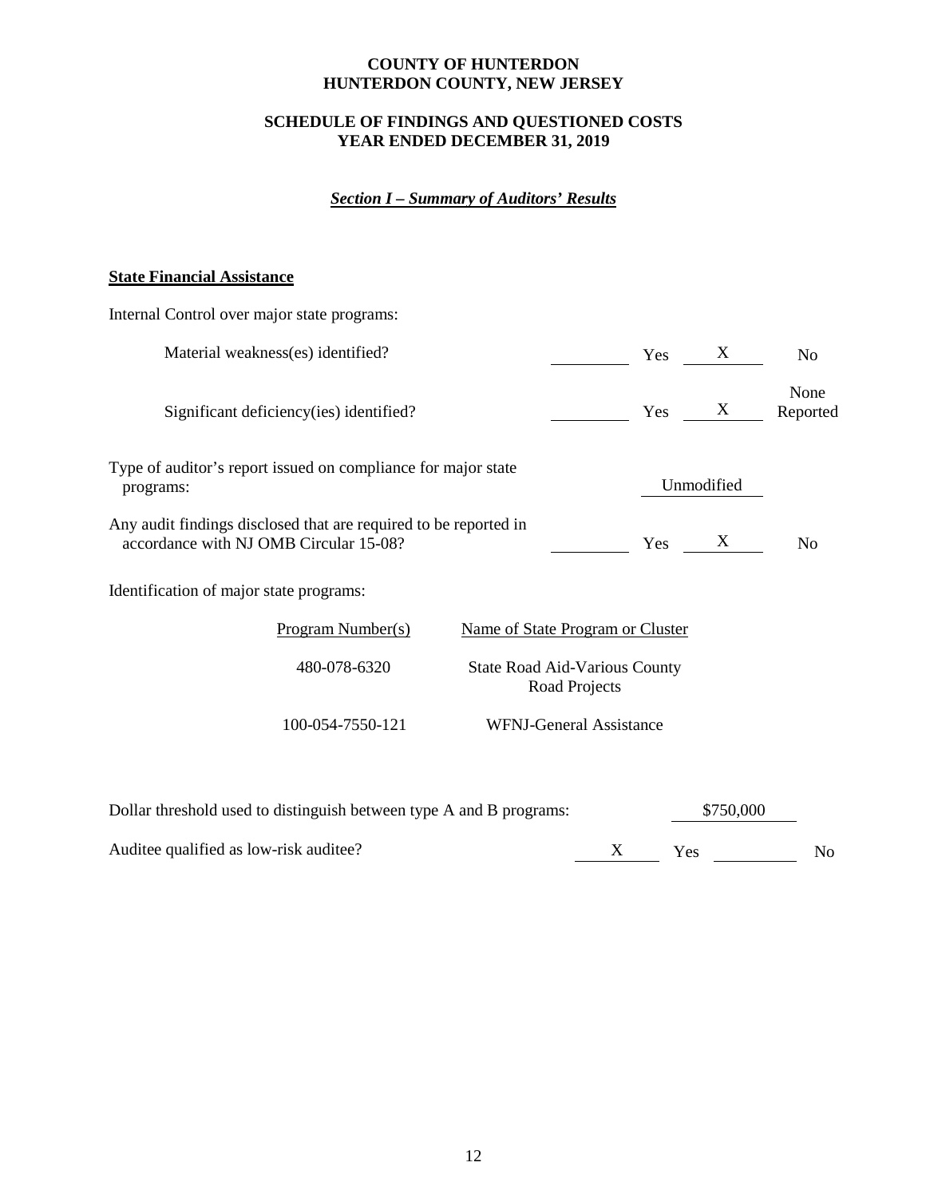**COUNTY OF HUNTERDON**
**HUNTERDON COUNTY, NEW JERSEY**

**SCHEDULE OF FINDINGS AND QUESTIONED COSTS**
**YEAR ENDED DECEMBER 31, 2019**

***Section I – Summary of Auditors' Results***

**State Financial Assistance**

Internal Control over major state programs:

| | | | | |
|---|---|---|---|---|
| Material weakness(es) identified? | | Yes | X | No |
| Significant deficiency(ies) identified? | | Yes | X | None Reported |

Type of auditor's report issued on compliance for major state programs: Unmodified

| | | | | |
|---|---|---|---|---|
| Any audit findings disclosed that are required to be reported in accordance with NJ OMB Circular 15-08? | | Yes | X | No |

Identification of major state programs:

| Program Number(s) | Name of State Program or Cluster |
|---|---|
| 480-078-6320 | State Road Aid-Various County Road Projects |
| 100-054-7550-121 | WFNJ-General Assistance |

Dollar threshold used to distinguish between type A and B programs: $750,000

| | | | | |
|---|---|---|---|---|
| Auditee qualified as low-risk auditee? | X | Yes | | No |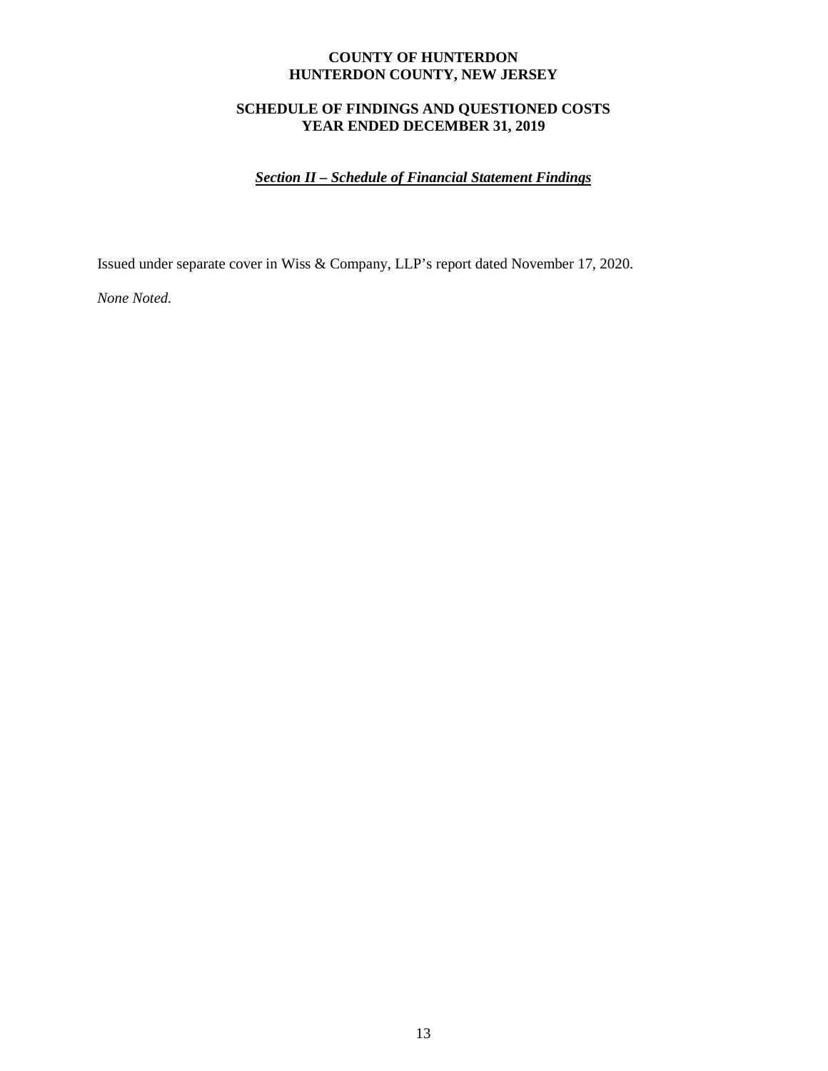**COUNTY OF HUNTERDON**
**HUNTERDON COUNTY, NEW JERSEY**

**SCHEDULE OF FINDINGS AND QUESTIONED COSTS**
**YEAR ENDED DECEMBER 31, 2019**

***Section II – Schedule of Financial Statement Findings***

Issued under separate cover in Wiss & Company, LLP's report dated November 17, 2020.

*None Noted.*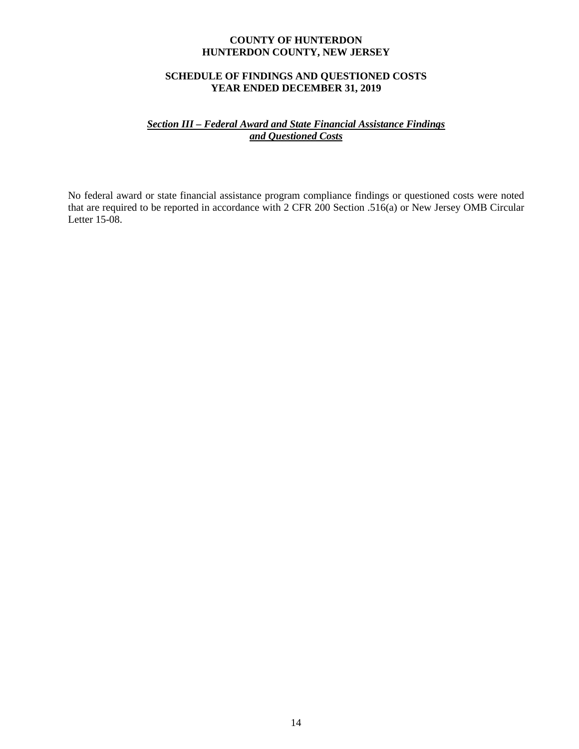**COUNTY OF HUNTERDON**
**HUNTERDON COUNTY, NEW JERSEY**

**SCHEDULE OF FINDINGS AND QUESTIONED COSTS**
**YEAR ENDED DECEMBER 31, 2019**

***Section III – Federal Award and State Financial Assistance Findings and Questioned Costs***

No federal award or state financial assistance program compliance findings or questioned costs were noted that are required to be reported in accordance with 2 CFR 200 Section .516(a) or New Jersey OMB Circular Letter 15-08.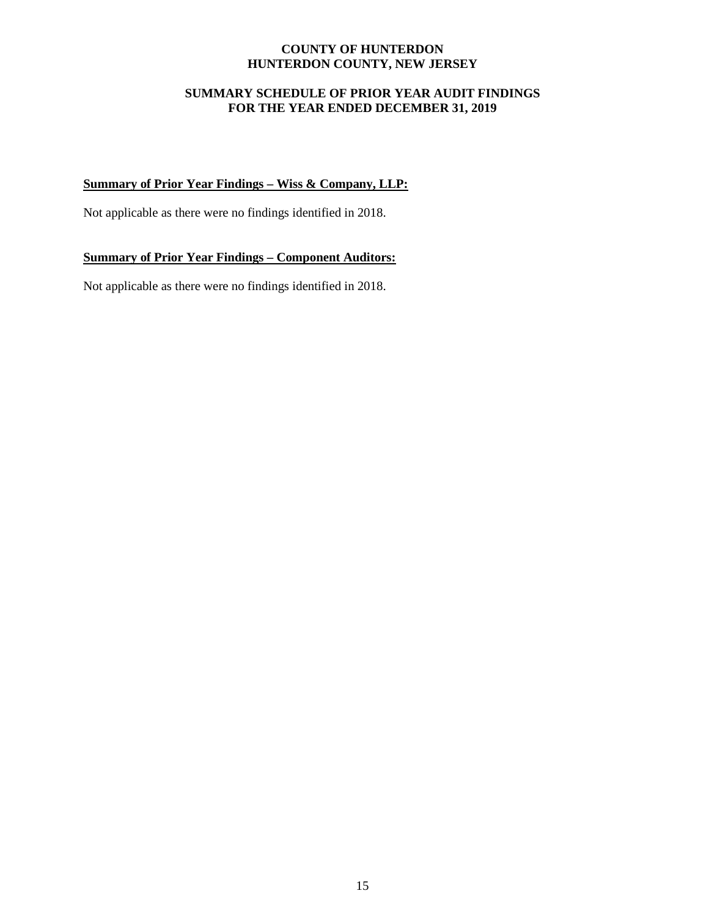# COUNTY OF HUNTERDON
# HUNTERDON COUNTY, NEW JERSEY

## SUMMARY SCHEDULE OF PRIOR YEAR AUDIT FINDINGS
## FOR THE YEAR ENDED DECEMBER 31, 2019

**Summary of Prior Year Findings – Wiss & Company, LLP:**

Not applicable as there were no findings identified in 2018.

**Summary of Prior Year Findings – Component Auditors:**

Not applicable as there were no findings identified in 2018.